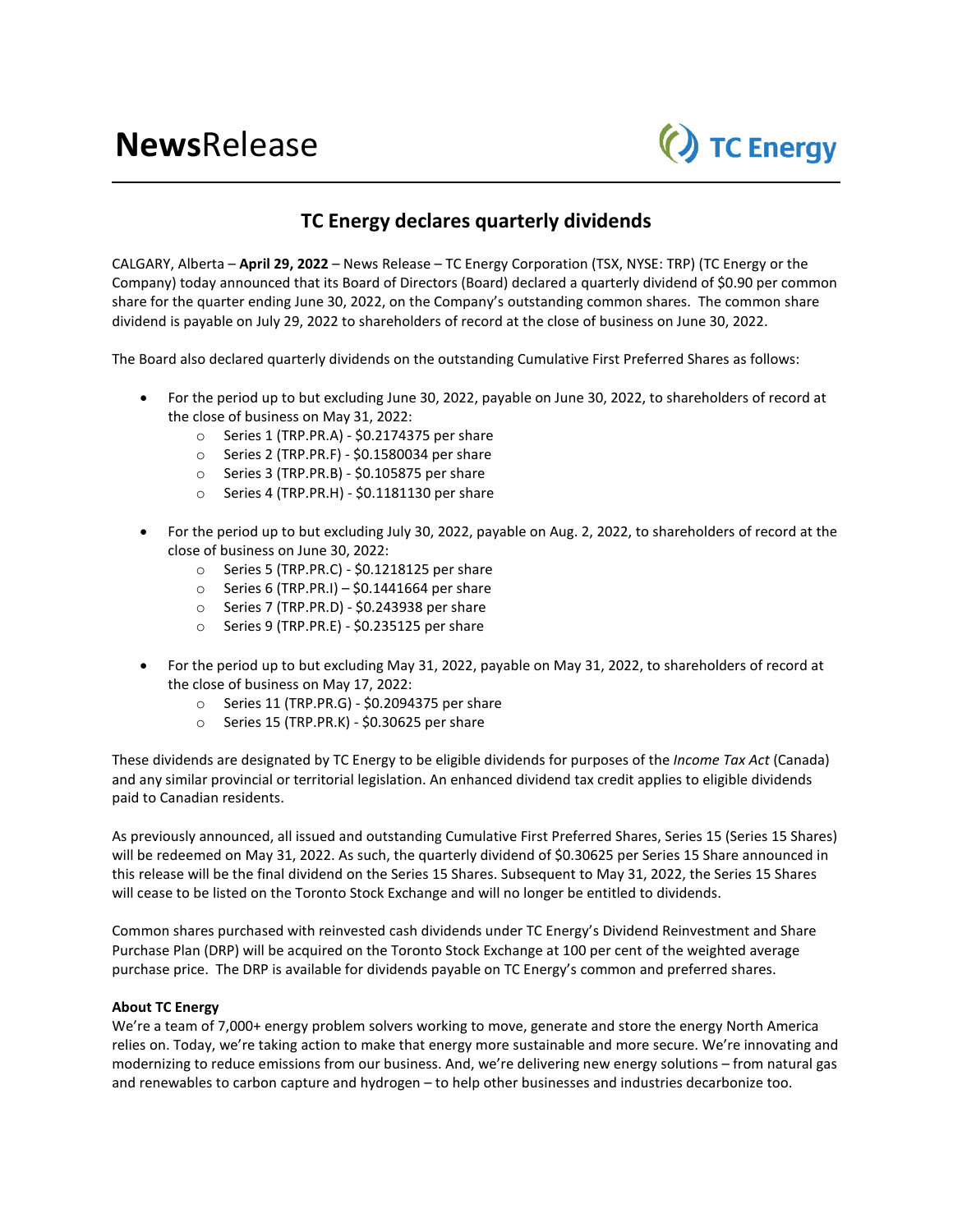**News**Release

TC Energy

# TC Energy declares quarterly dividends

CALGARY, Alberta – **April 29, 2022** – News Release – TC Energy Corporation (TSX, NYSE: TRP) (TC Energy or the Company) today announced that its Board of Directors (Board) declared a quarterly dividend of $0.90 per common share for the quarter ending June 30, 2022, on the Company's outstanding common shares. The common share dividend is payable on July 29, 2022 to shareholders of record at the close of business on June 30, 2022.

The Board also declared quarterly dividends on the outstanding Cumulative First Preferred Shares as follows:

- For the period up to but excluding June 30, 2022, payable on June 30, 2022, to shareholders of record at the close of business on May 31, 2022:
  - Series 1 (TRP.PR.A) - $0.2174375 per share
  - Series 2 (TRP.PR.F) - $0.1580034 per share
  - Series 3 (TRP.PR.B) - $0.105875 per share
  - Series 4 (TRP.PR.H) - $0.1181130 per share
- For the period up to but excluding July 30, 2022, payable on Aug. 2, 2022, to shareholders of record at the close of business on June 30, 2022:
  - Series 5 (TRP.PR.C) - $0.1218125 per share
  - Series 6 (TRP.PR.I) – $0.1441664 per share
  - Series 7 (TRP.PR.D) - $0.243938 per share
  - Series 9 (TRP.PR.E) - $0.235125 per share
- For the period up to but excluding May 31, 2022, payable on May 31, 2022, to shareholders of record at the close of business on May 17, 2022:
  - Series 11 (TRP.PR.G) - $0.2094375 per share
  - Series 15 (TRP.PR.K) - $0.30625 per share

These dividends are designated by TC Energy to be eligible dividends for purposes of the *Income Tax Act* (Canada) and any similar provincial or territorial legislation. An enhanced dividend tax credit applies to eligible dividends paid to Canadian residents.

As previously announced, all issued and outstanding Cumulative First Preferred Shares, Series 15 (Series 15 Shares) will be redeemed on May 31, 2022. As such, the quarterly dividend of $0.30625 per Series 15 Share announced in this release will be the final dividend on the Series 15 Shares. Subsequent to May 31, 2022, the Series 15 Shares will cease to be listed on the Toronto Stock Exchange and will no longer be entitled to dividends.

Common shares purchased with reinvested cash dividends under TC Energy's Dividend Reinvestment and Share Purchase Plan (DRP) will be acquired on the Toronto Stock Exchange at 100 per cent of the weighted average purchase price. The DRP is available for dividends payable on TC Energy's common and preferred shares.

**About TC Energy**

We're a team of 7,000+ energy problem solvers working to move, generate and store the energy North America relies on. Today, we're taking action to make that energy more sustainable and more secure. We're innovating and modernizing to reduce emissions from our business. And, we're delivering new energy solutions – from natural gas and renewables to carbon capture and hydrogen – to help other businesses and industries decarbonize too.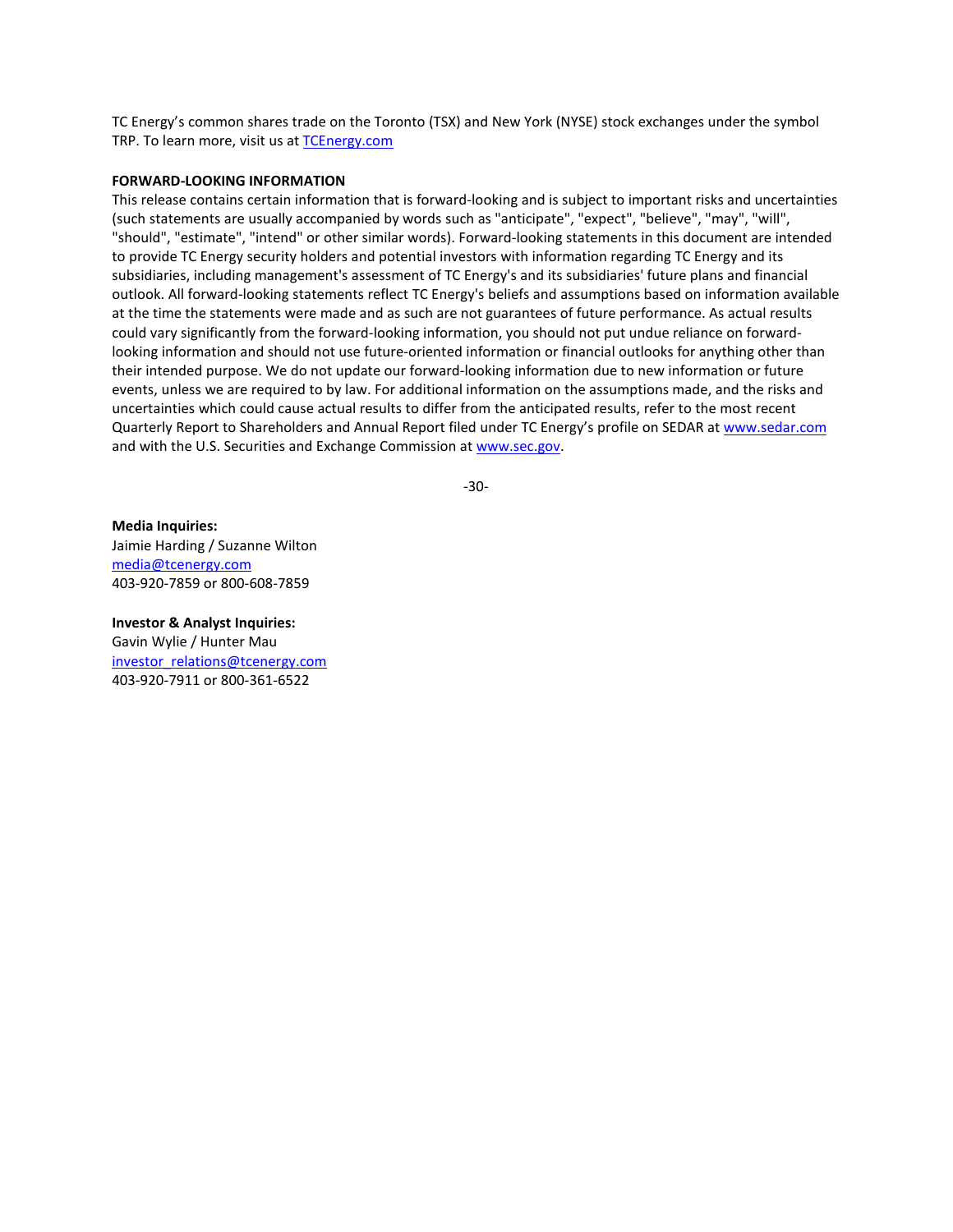TC Energy's common shares trade on the Toronto (TSX) and New York (NYSE) stock exchanges under the symbol TRP. To learn more, visit us at [TCEnergy.com](http://TCEnergy.com)

**FORWARD-LOOKING INFORMATION**

This release contains certain information that is forward-looking and is subject to important risks and uncertainties (such statements are usually accompanied by words such as "anticipate", "expect", "believe", "may", "will", "should", "estimate", "intend" or other similar words). Forward-looking statements in this document are intended to provide TC Energy security holders and potential investors with information regarding TC Energy and its subsidiaries, including management's assessment of TC Energy's and its subsidiaries' future plans and financial outlook. All forward-looking statements reflect TC Energy's beliefs and assumptions based on information available at the time the statements were made and as such are not guarantees of future performance. As actual results could vary significantly from the forward-looking information, you should not put undue reliance on forward-looking information and should not use future-oriented information or financial outlooks for anything other than their intended purpose. We do not update our forward-looking information due to new information or future events, unless we are required to by law. For additional information on the assumptions made, and the risks and uncertainties which could cause actual results to differ from the anticipated results, refer to the most recent Quarterly Report to Shareholders and Annual Report filed under TC Energy's profile on SEDAR at [www.sedar.com](http://www.sedar.com) and with the U.S. Securities and Exchange Commission at [www.sec.gov](http://www.sec.gov).

-30-

**Media Inquiries:**
Jaimie Harding / Suzanne Wilton
[media@tcenergy.com](mailto:media@tcenergy.com)
403-920-7859 or 800-608-7859

**Investor & Analyst Inquiries:**
Gavin Wylie / Hunter Mau
[investor_relations@tcenergy.com](mailto:investor_relations@tcenergy.com)
403-920-7911 or 800-361-6522